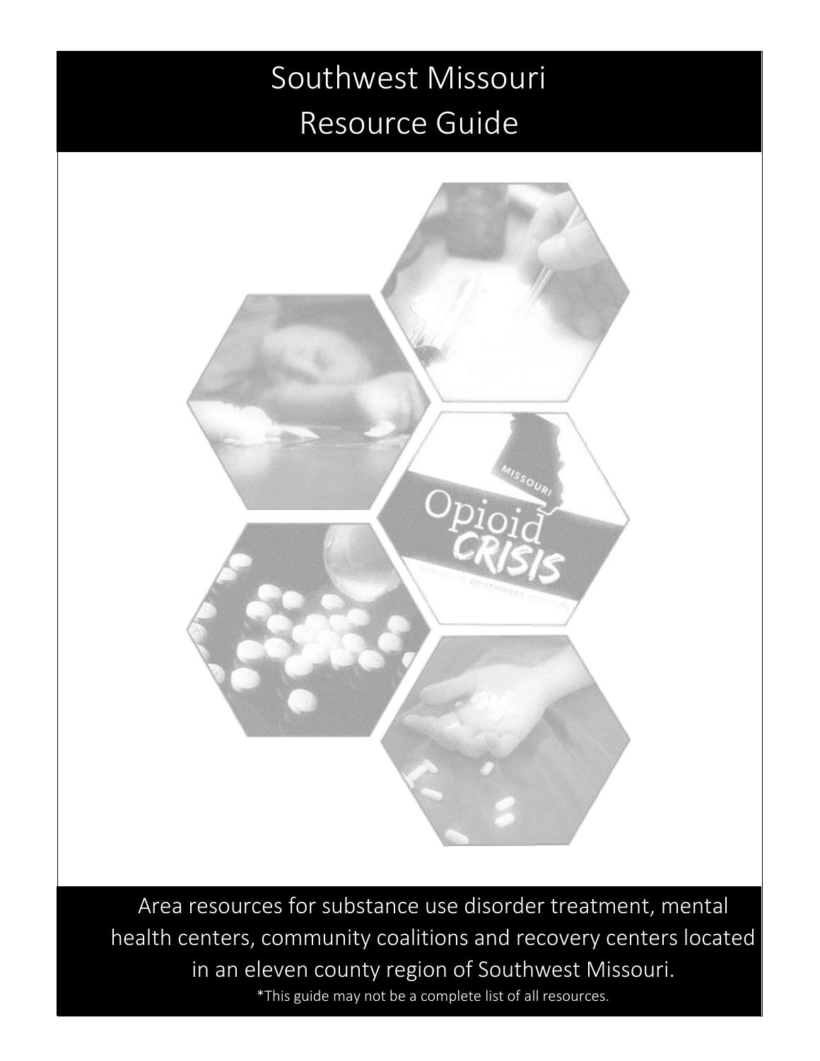# Southwest Missouri Resource Guide

Area resources for substance use disorder treatment, mental health centers, community coalitions and recovery centers located in an eleven county region of Southwest Missouri.

*This guide may not be a complete list of all resources.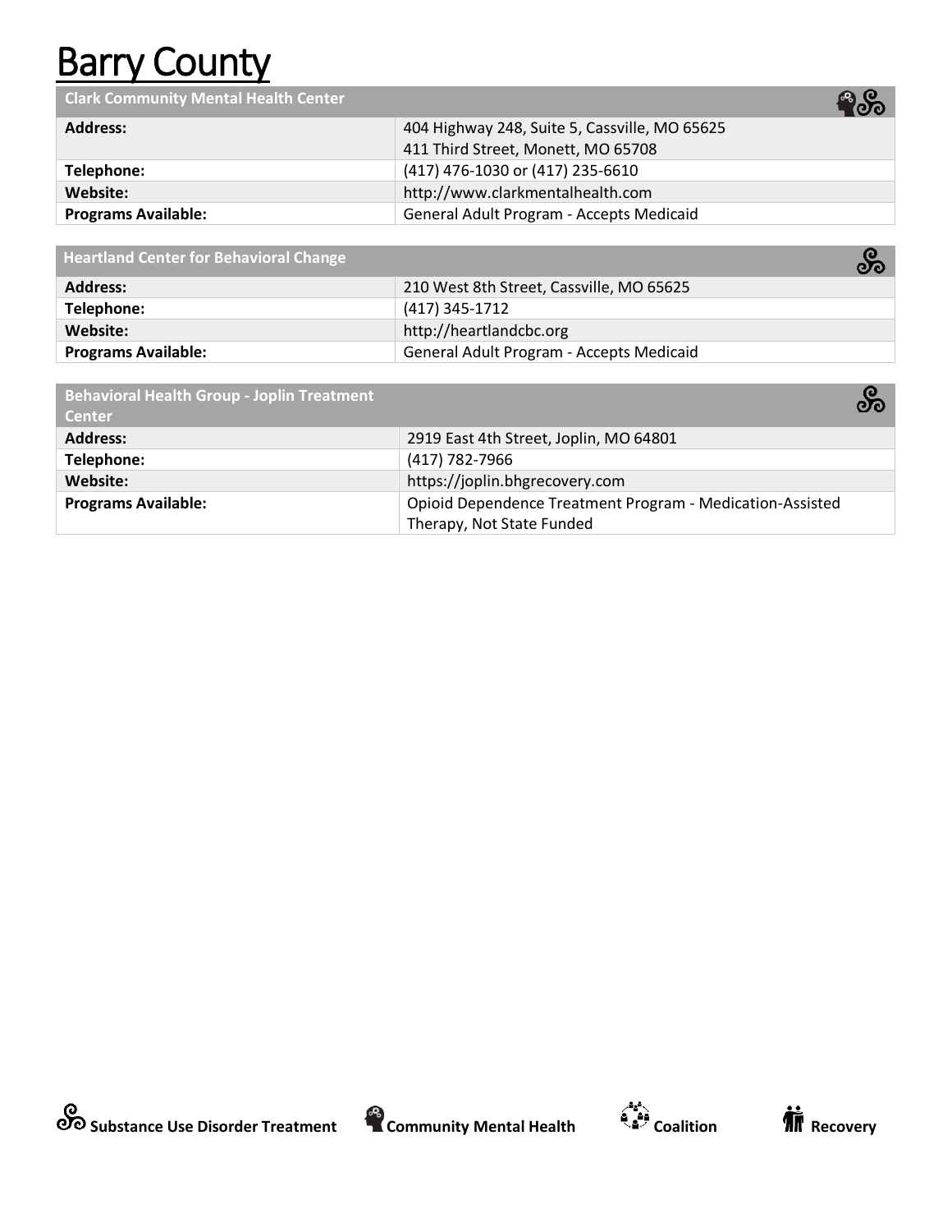# Barry County

| Clark Community Mental Health Center | |
|---|---|
| **Address:** | 404 Highway 248, Suite 5, Cassville, MO 65625<br>411 Third Street, Monett, MO 65708 |
| **Telephone:** | (417) 476-1030 or (417) 235-6610 |
| **Website:** | http://www.clarkmentalhealth.com |
| **Programs Available:** | General Adult Program - Accepts Medicaid |

| Heartland Center for Behavioral Change | |
|---|---|
| **Address:** | 210 West 8th Street, Cassville, MO 65625 |
| **Telephone:** | (417) 345-1712 |
| **Website:** | http://heartlandcbc.org |
| **Programs Available:** | General Adult Program - Accepts Medicaid |

| Behavioral Health Group - Joplin Treatment Center | |
|---|---|
| **Address:** | 2919 East 4th Street, Joplin, MO 64801 |
| **Telephone:** | (417) 782-7966 |
| **Website:** | https://joplin.bhgrecovery.com |
| **Programs Available:** | Opioid Dependence Treatment Program - Medication-Assisted Therapy, Not State Funded |

**Substance Use Disorder Treatment** **Community Mental Health** **Coalition** **Recovery**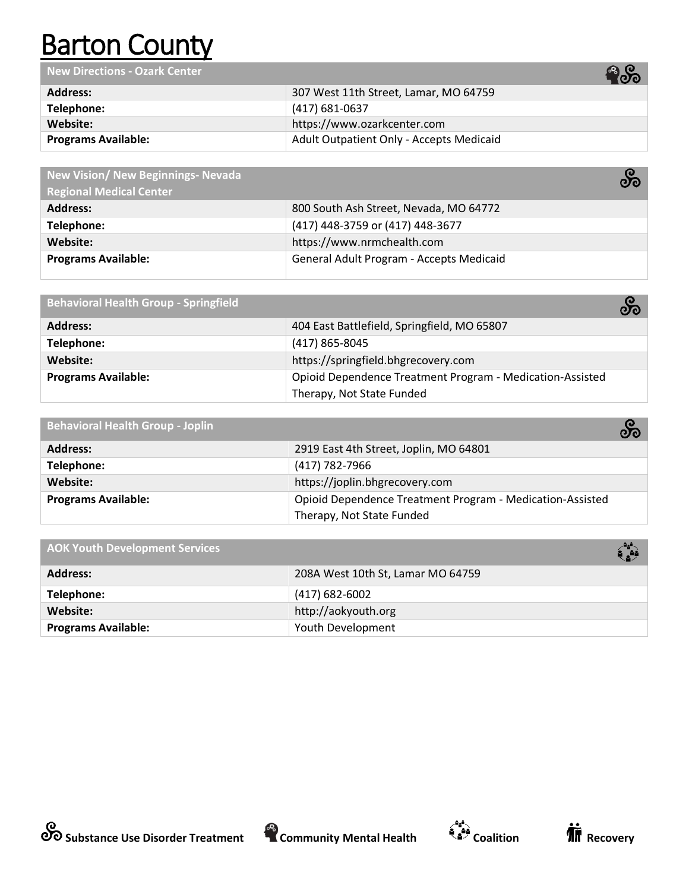# Barton County

| New Directions - Ozark Center | |
|---|---|
| **Address:** | 307 West 11th Street, Lamar, MO 64759 |
| **Telephone:** | (417) 681-0637 |
| **Website:** | https://www.ozarkcenter.com |
| **Programs Available:** | Adult Outpatient Only - Accepts Medicaid |

| New Vision/ New Beginnings- Nevada Regional Medical Center | |
|---|---|
| **Address:** | 800 South Ash Street, Nevada, MO 64772 |
| **Telephone:** | (417) 448-3759 or (417) 448-3677 |
| **Website:** | https://www.nrmchealth.com |
| **Programs Available:** | General Adult Program - Accepts Medicaid |

| Behavioral Health Group - Springfield | |
|---|---|
| **Address:** | 404 East Battlefield, Springfield, MO 65807 |
| **Telephone:** | (417) 865-8045 |
| **Website:** | https://springfield.bhgrecovery.com |
| **Programs Available:** | Opioid Dependence Treatment Program - Medication-Assisted Therapy, Not State Funded |

| Behavioral Health Group - Joplin | |
|---|---|
| **Address:** | 2919 East 4th Street, Joplin, MO 64801 |
| **Telephone:** | (417) 782-7966 |
| **Website:** | https://joplin.bhgrecovery.com |
| **Programs Available:** | Opioid Dependence Treatment Program - Medication-Assisted Therapy, Not State Funded |

| AOK Youth Development Services | |
|---|---|
| **Address:** | 208A West 10th St, Lamar MO 64759 |
| **Telephone:** | (417) 682-6002 |
| **Website:** | http://aokyouth.org |
| **Programs Available:** | Youth Development |

**Substance Use Disorder Treatment** **Community Mental Health** **Coalition** **Recovery**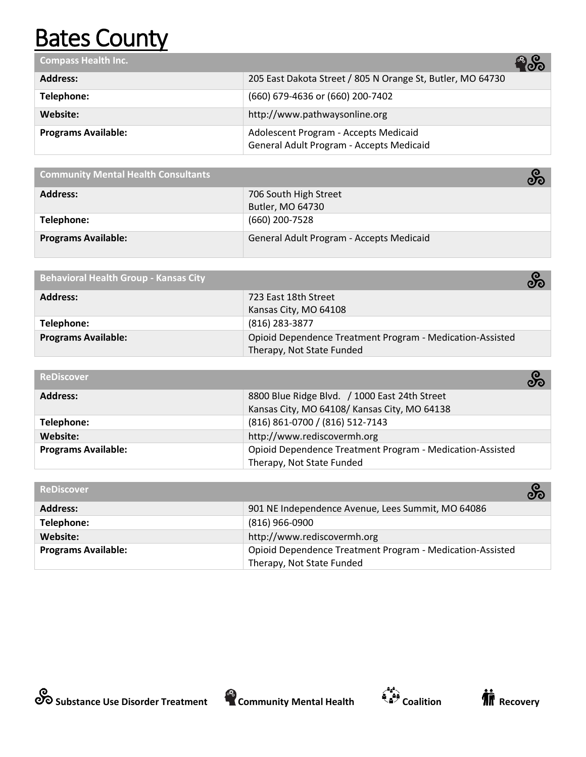# Bates County

| Compass Health Inc. | |
|---|---|
| **Address:** | 205 East Dakota Street / 805 N Orange St, Butler, MO 64730 |
| **Telephone:** | (660) 679-4636 or (660) 200-7402 |
| **Website:** | http://www.pathwaysonline.org |
| **Programs Available:** | Adolescent Program - Accepts Medicaid<br>General Adult Program - Accepts Medicaid |

| Community Mental Health Consultants | |
|---|---|
| **Address:** | 706 South High Street<br>Butler, MO 64730 |
| **Telephone:** | (660) 200-7528 |
| **Programs Available:** | General Adult Program - Accepts Medicaid |

| Behavioral Health Group - Kansas City | |
|---|---|
| **Address:** | 723 East 18th Street<br>Kansas City, MO 64108 |
| **Telephone:** | (816) 283-3877 |
| **Programs Available:** | Opioid Dependence Treatment Program - Medication-Assisted Therapy, Not State Funded |

| ReDiscover | |
|---|---|
| **Address:** | 8800 Blue Ridge Blvd. / 1000 East 24th Street<br>Kansas City, MO 64108/ Kansas City, MO 64138 |
| **Telephone:** | (816) 861-0700 / (816) 512-7143 |
| **Website:** | http://www.rediscovermh.org |
| **Programs Available:** | Opioid Dependence Treatment Program - Medication-Assisted Therapy, Not State Funded |

| ReDiscover | |
|---|---|
| **Address:** | 901 NE Independence Avenue, Lees Summit, MO 64086 |
| **Telephone:** | (816) 966-0900 |
| **Website:** | http://www.rediscovermh.org |
| **Programs Available:** | Opioid Dependence Treatment Program - Medication-Assisted Therapy, Not State Funded |

**Substance Use Disorder Treatment** **Community Mental Health** **Coalition** **Recovery**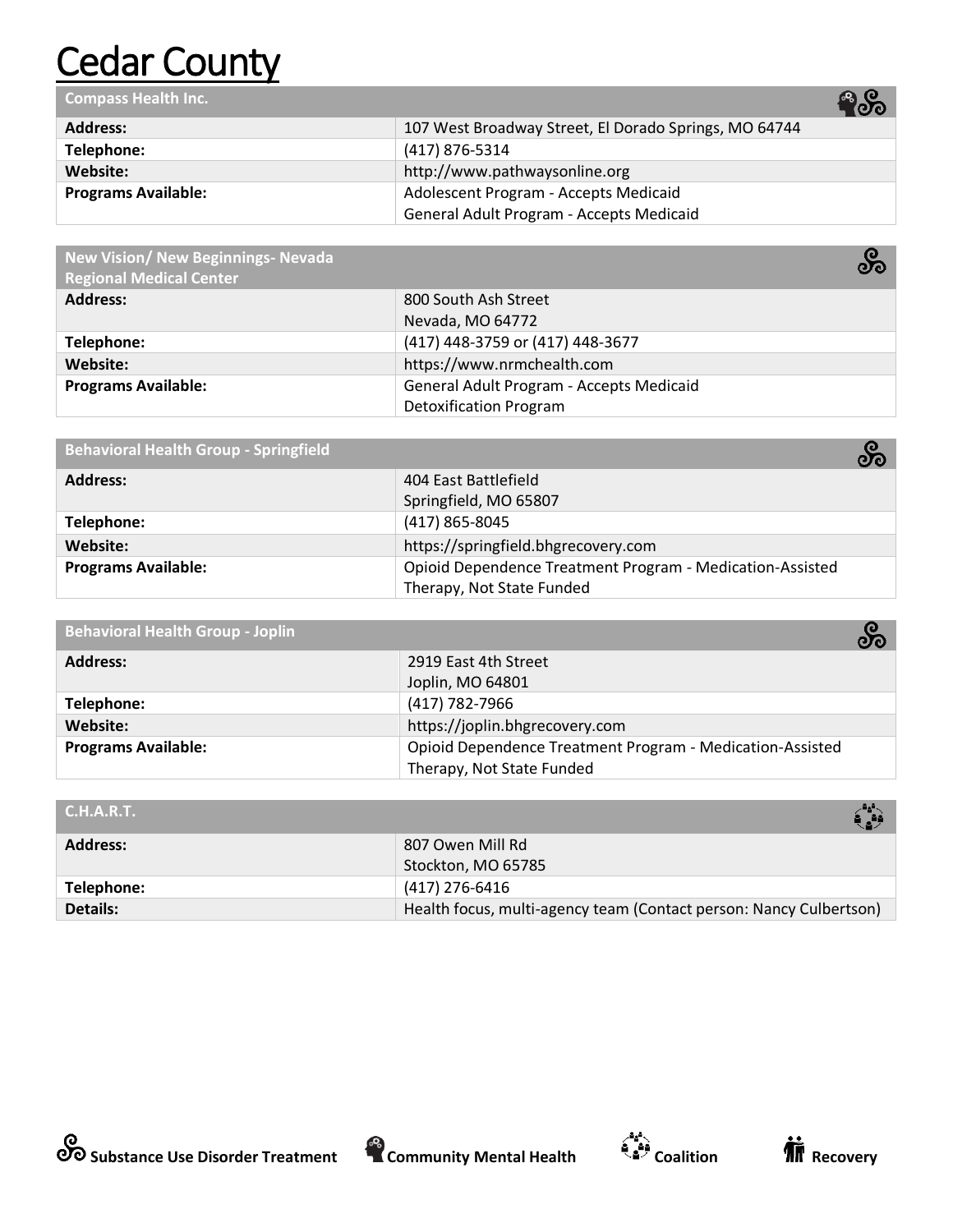# Cedar County

| Compass Health Inc. | |
|---|---|
| **Address:** | 107 West Broadway Street, El Dorado Springs, MO 64744 |
| **Telephone:** | (417) 876-5314 |
| **Website:** | http://www.pathwaysonline.org |
| **Programs Available:** | Adolescent Program - Accepts Medicaid<br>General Adult Program - Accepts Medicaid |

| New Vision/ New Beginnings- Nevada Regional Medical Center | |
|---|---|
| **Address:** | 800 South Ash Street<br>Nevada, MO 64772 |
| **Telephone:** | (417) 448-3759 or (417) 448-3677 |
| **Website:** | https://www.nrmchealth.com |
| **Programs Available:** | General Adult Program - Accepts Medicaid<br>Detoxification Program |

| Behavioral Health Group - Springfield | |
|---|---|
| **Address:** | 404 East Battlefield<br>Springfield, MO 65807 |
| **Telephone:** | (417) 865-8045 |
| **Website:** | https://springfield.bhgrecovery.com |
| **Programs Available:** | Opioid Dependence Treatment Program - Medication-Assisted Therapy, Not State Funded |

| Behavioral Health Group - Joplin | |
|---|---|
| **Address:** | 2919 East 4th Street<br>Joplin, MO 64801 |
| **Telephone:** | (417) 782-7966 |
| **Website:** | https://joplin.bhgrecovery.com |
| **Programs Available:** | Opioid Dependence Treatment Program - Medication-Assisted Therapy, Not State Funded |

| C.H.A.R.T. | |
|---|---|
| **Address:** | 807 Owen Mill Rd<br>Stockton, MO 65785 |
| **Telephone:** | (417) 276-6416 |
| **Details:** | Health focus, multi-agency team (Contact person: Nancy Culbertson) |

**Substance Use Disorder Treatment** **Community Mental Health** **Coalition** **Recovery**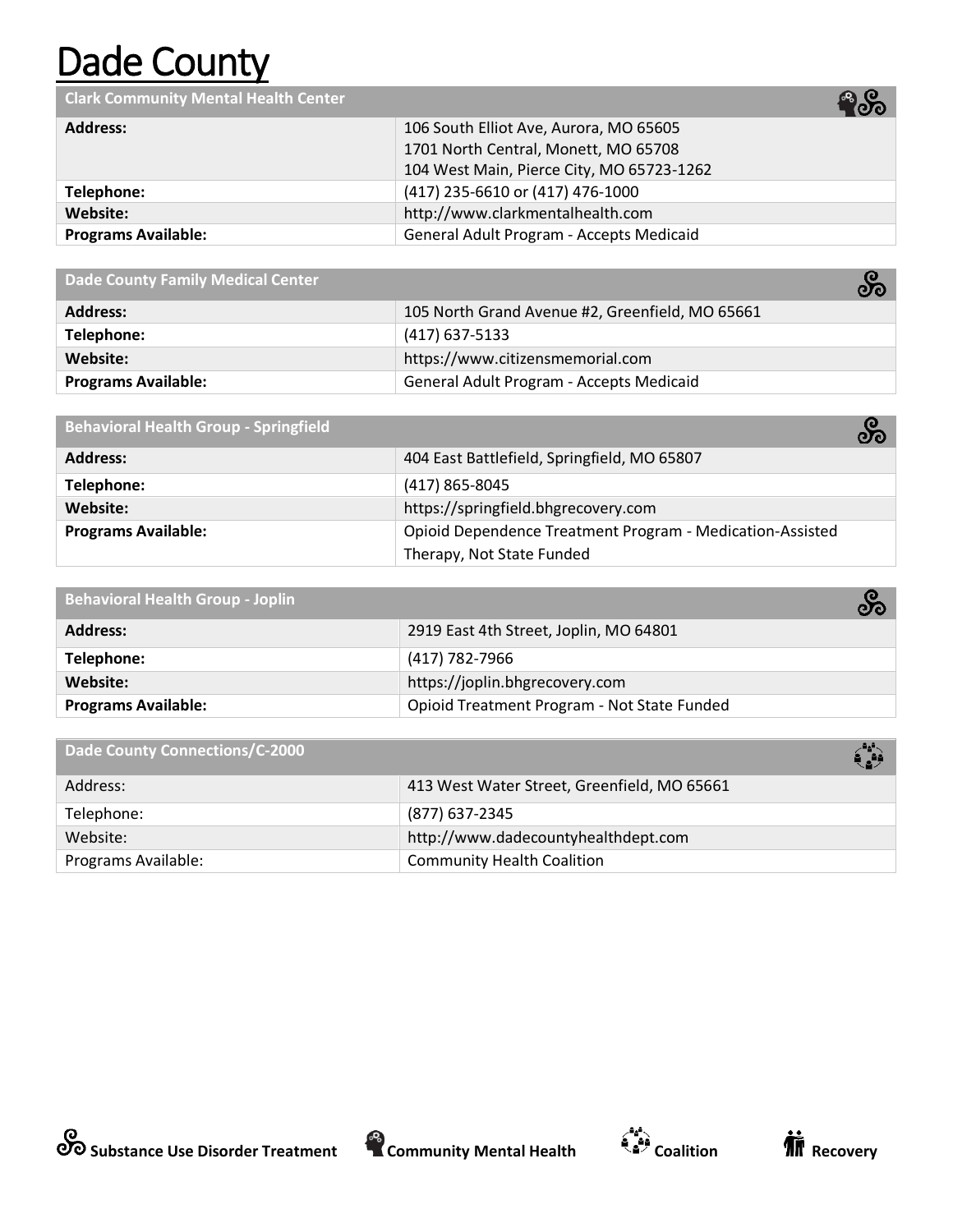# Dade County

| Clark Community Mental Health Center | |
|---|---|
| **Address:** | 106 South Elliot Ave, Aurora, MO 65605<br>1701 North Central, Monett, MO 65708<br>104 West Main, Pierce City, MO 65723-1262 |
| **Telephone:** | (417) 235-6610 or (417) 476-1000 |
| **Website:** | http://www.clarkmentalhealth.com |
| **Programs Available:** | General Adult Program - Accepts Medicaid |

| Dade County Family Medical Center | |
|---|---|
| **Address:** | 105 North Grand Avenue #2, Greenfield, MO 65661 |
| **Telephone:** | (417) 637-5133 |
| **Website:** | https://www.citizensmemorial.com |
| **Programs Available:** | General Adult Program - Accepts Medicaid |

| Behavioral Health Group - Springfield | |
|---|---|
| **Address:** | 404 East Battlefield, Springfield, MO 65807 |
| **Telephone:** | (417) 865-8045 |
| **Website:** | https://springfield.bhgrecovery.com |
| **Programs Available:** | Opioid Dependence Treatment Program - Medication-Assisted Therapy, Not State Funded |

| Behavioral Health Group - Joplin | |
|---|---|
| **Address:** | 2919 East 4th Street, Joplin, MO 64801 |
| **Telephone:** | (417) 782-7966 |
| **Website:** | https://joplin.bhgrecovery.com |
| **Programs Available:** | Opioid Treatment Program - Not State Funded |

| Dade County Connections/C-2000 | |
|---|---|
| Address: | 413 West Water Street, Greenfield, MO 65661 |
| Telephone: | (877) 637-2345 |
| Website: | http://www.dadecountyhealthdept.com |
| Programs Available: | Community Health Coalition |

**Substance Use Disorder Treatment** **Community Mental Health** **Coalition** **Recovery**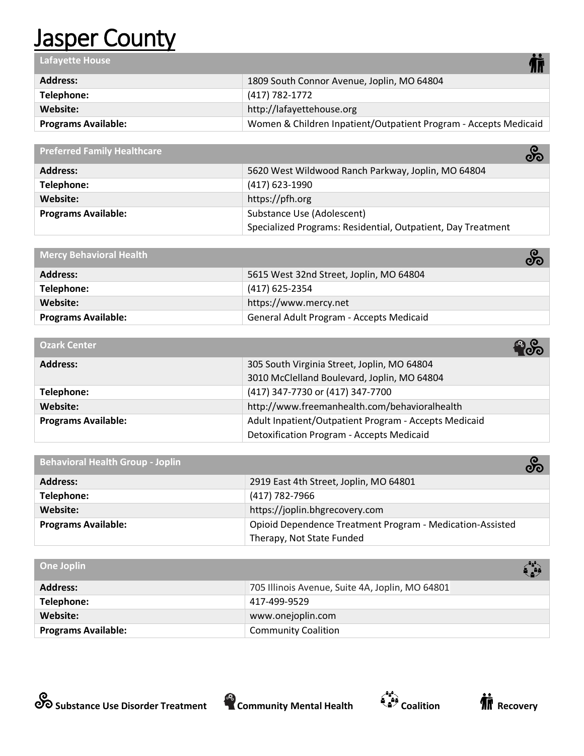# Jasper County

| Lafayette House | |
|---|---|
| **Address:** | 1809 South Connor Avenue, Joplin, MO 64804 |
| **Telephone:** | (417) 782-1772 |
| **Website:** | http://lafayettehouse.org |
| **Programs Available:** | Women & Children Inpatient/Outpatient Program - Accepts Medicaid |

| Preferred Family Healthcare | |
|---|---|
| **Address:** | 5620 West Wildwood Ranch Parkway, Joplin, MO 64804 |
| **Telephone:** | (417) 623-1990 |
| **Website:** | https://pfh.org |
| **Programs Available:** | Substance Use (Adolescent)<br>Specialized Programs: Residential, Outpatient, Day Treatment |

| Mercy Behavioral Health | |
|---|---|
| **Address:** | 5615 West 32nd Street, Joplin, MO 64804 |
| **Telephone:** | (417) 625-2354 |
| **Website:** | https://www.mercy.net |
| **Programs Available:** | General Adult Program - Accepts Medicaid |

| Ozark Center | |
|---|---|
| **Address:** | 305 South Virginia Street, Joplin, MO 64804<br>3010 McClelland Boulevard, Joplin, MO 64804 |
| **Telephone:** | (417) 347-7730 or (417) 347-7700 |
| **Website:** | http://www.freemanhealth.com/behavioralhealth |
| **Programs Available:** | Adult Inpatient/Outpatient Program - Accepts Medicaid<br>Detoxification Program - Accepts Medicaid |

| Behavioral Health Group - Joplin | |
|---|---|
| **Address:** | 2919 East 4th Street, Joplin, MO 64801 |
| **Telephone:** | (417) 782-7966 |
| **Website:** | https://joplin.bhgrecovery.com |
| **Programs Available:** | Opioid Dependence Treatment Program - Medication-Assisted Therapy, Not State Funded |

| One Joplin | |
|---|---|
| **Address:** | 705 Illinois Avenue, Suite 4A, Joplin, MO 64801 |
| **Telephone:** | 417-499-9529 |
| **Website:** | www.onejoplin.com |
| **Programs Available:** | Community Coalition |

**Substance Use Disorder Treatment** **Community Mental Health** **Coalition** **Recovery**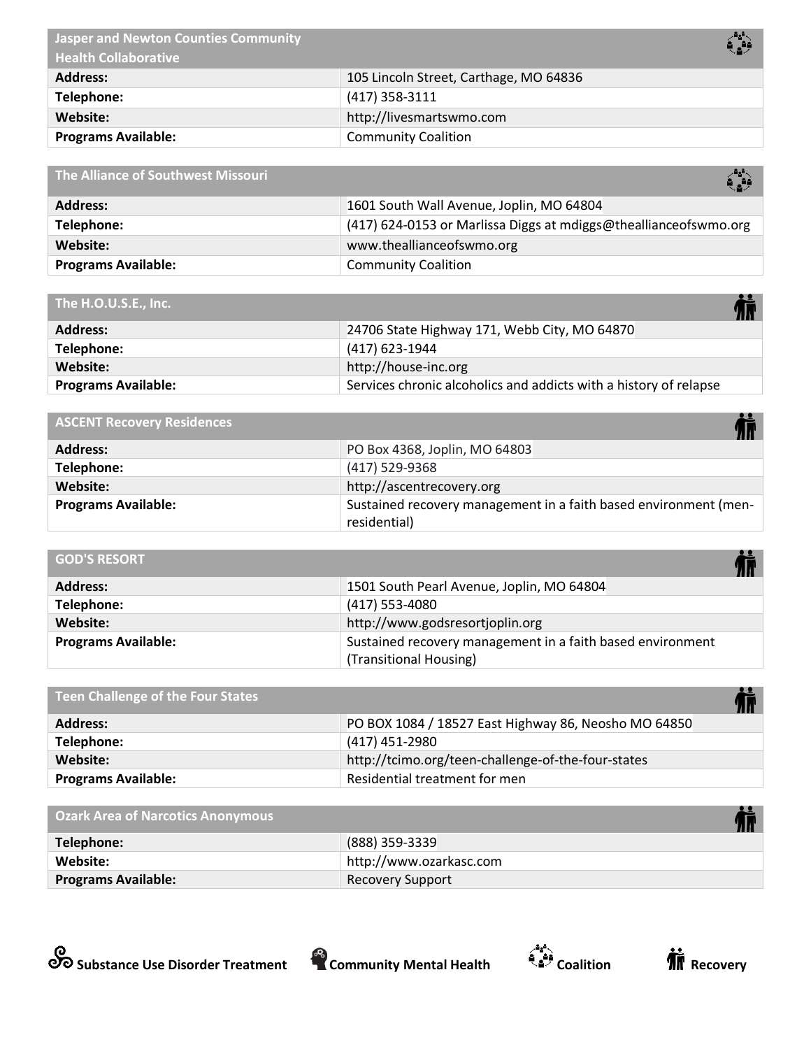| Jasper and Newton Counties Community Health Collaborative | |
|---|---|
| **Address:** | 105 Lincoln Street, Carthage, MO 64836 |
| **Telephone:** | (417) 358-3111 |
| **Website:** | http://livesmartswmo.com |
| **Programs Available:** | Community Coalition |

| The Alliance of Southwest Missouri | |
|---|---|
| **Address:** | 1601 South Wall Avenue, Joplin, MO 64804 |
| **Telephone:** | (417) 624-0153 or Marlissa Diggs at mdiggs@theallianceofswmo.org |
| **Website:** | www.theallianceofswmo.org |
| **Programs Available:** | Community Coalition |

| The H.O.U.S.E., Inc. | |
|---|---|
| **Address:** | 24706 State Highway 171, Webb City, MO 64870 |
| **Telephone:** | (417) 623-1944 |
| **Website:** | http://house-inc.org |
| **Programs Available:** | Services chronic alcoholics and addicts with a history of relapse |

| ASCENT Recovery Residences | |
|---|---|
| **Address:** | PO Box 4368, Joplin, MO 64803 |
| **Telephone:** | (417) 529-9368 |
| **Website:** | http://ascentrecovery.org |
| **Programs Available:** | Sustained recovery management in a faith based environment (men-residential) |

| GOD'S RESORT | |
|---|---|
| **Address:** | 1501 South Pearl Avenue, Joplin, MO 64804 |
| **Telephone:** | (417) 553-4080 |
| **Website:** | http://www.godsresortjoplin.org |
| **Programs Available:** | Sustained recovery management in a faith based environment (Transitional Housing) |

| Teen Challenge of the Four States | |
|---|---|
| **Address:** | PO BOX 1084 / 18527 East Highway 86, Neosho MO 64850 |
| **Telephone:** | (417) 451-2980 |
| **Website:** | http://tcimo.org/teen-challenge-of-the-four-states |
| **Programs Available:** | Residential treatment for men |

| Ozark Area of Narcotics Anonymous | |
|---|---|
| **Telephone:** | (888) 359-3339 |
| **Website:** | http://www.ozarkasc.com |
| **Programs Available:** | Recovery Support |

**Substance Use Disorder Treatment** **Community Mental Health** **Coalition** **Recovery**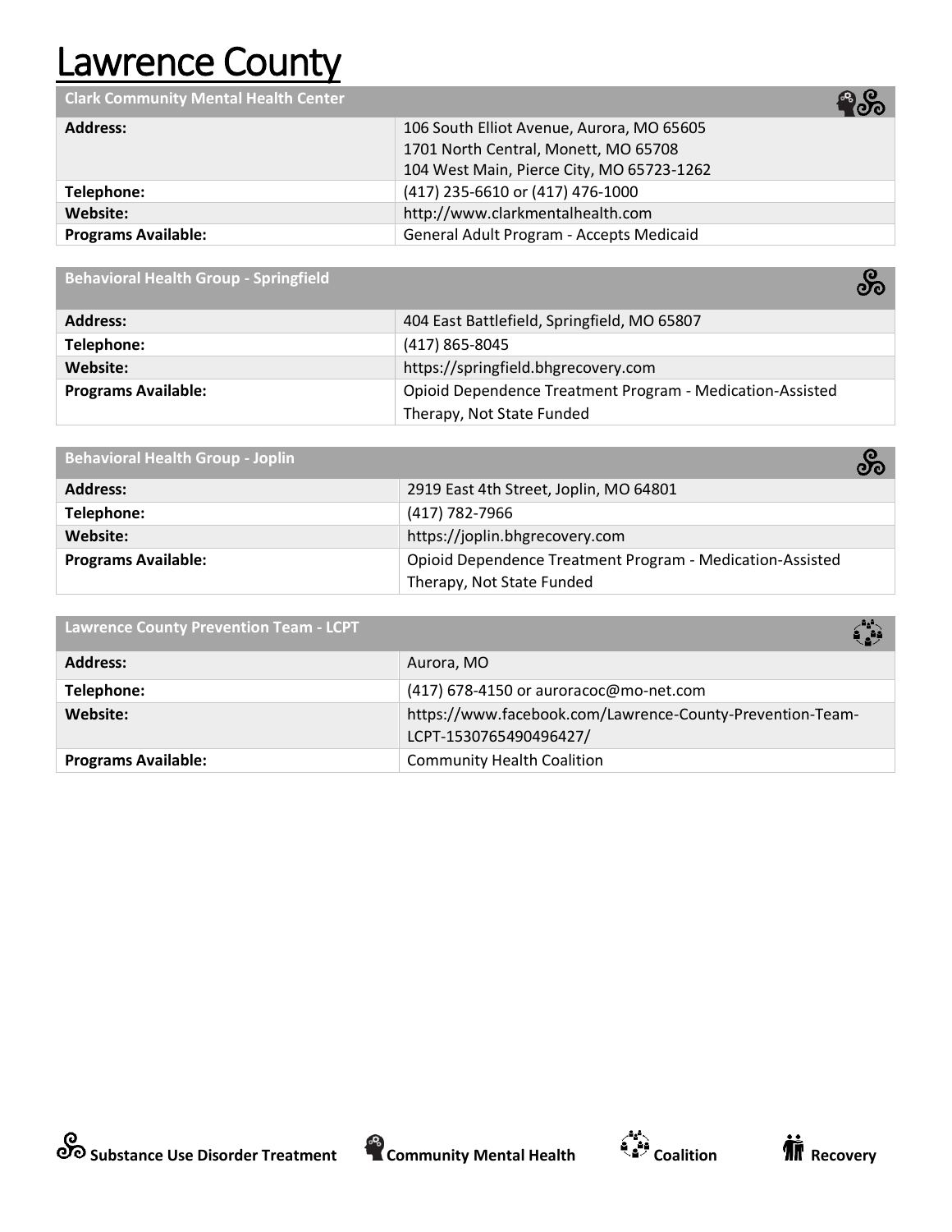# Lawrence County

| Clark Community Mental Health Center | |
|---|---|
| **Address:** | 106 South Elliot Avenue, Aurora, MO 65605<br>1701 North Central, Monett, MO 65708<br>104 West Main, Pierce City, MO 65723-1262 |
| **Telephone:** | (417) 235-6610 or (417) 476-1000 |
| **Website:** | http://www.clarkmentalhealth.com |
| **Programs Available:** | General Adult Program - Accepts Medicaid |

| Behavioral Health Group - Springfield | |
|---|---|
| **Address:** | 404 East Battlefield, Springfield, MO 65807 |
| **Telephone:** | (417) 865-8045 |
| **Website:** | https://springfield.bhgrecovery.com |
| **Programs Available:** | Opioid Dependence Treatment Program - Medication-Assisted Therapy, Not State Funded |

| Behavioral Health Group - Joplin | |
|---|---|
| **Address:** | 2919 East 4th Street, Joplin, MO 64801 |
| **Telephone:** | (417) 782-7966 |
| **Website:** | https://joplin.bhgrecovery.com |
| **Programs Available:** | Opioid Dependence Treatment Program - Medication-Assisted Therapy, Not State Funded |

| Lawrence County Prevention Team - LCPT | |
|---|---|
| **Address:** | Aurora, MO |
| **Telephone:** | (417) 678-4150 or auroracoc@mo-net.com |
| **Website:** | https://www.facebook.com/Lawrence-County-Prevention-Team-LCPT-1530765490496427/ |
| **Programs Available:** | Community Health Coalition |

**Substance Use Disorder Treatment** **Community Mental Health** **Coalition** **Recovery**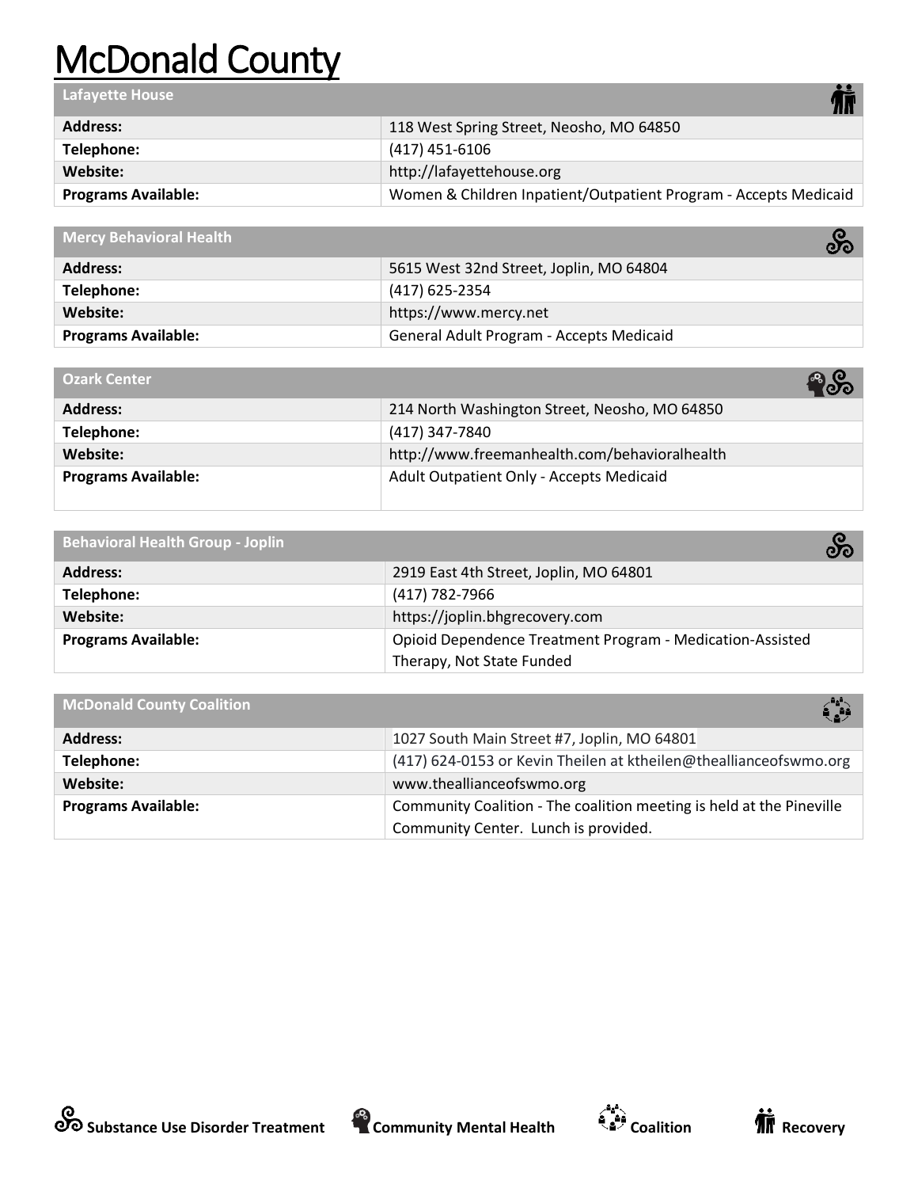# McDonald County

| Lafayette House | |
|---|---|
| **Address:** | 118 West Spring Street, Neosho, MO 64850 |
| **Telephone:** | (417) 451-6106 |
| **Website:** | http://lafayettehouse.org |
| **Programs Available:** | Women & Children Inpatient/Outpatient Program - Accepts Medicaid |

| Mercy Behavioral Health | |
|---|---|
| **Address:** | 5615 West 32nd Street, Joplin, MO 64804 |
| **Telephone:** | (417) 625-2354 |
| **Website:** | https://www.mercy.net |
| **Programs Available:** | General Adult Program - Accepts Medicaid |

| Ozark Center | |
|---|---|
| **Address:** | 214 North Washington Street, Neosho, MO 64850 |
| **Telephone:** | (417) 347-7840 |
| **Website:** | http://www.freemanhealth.com/behavioralhealth |
| **Programs Available:** | Adult Outpatient Only - Accepts Medicaid |

| Behavioral Health Group - Joplin | |
|---|---|
| **Address:** | 2919 East 4th Street, Joplin, MO 64801 |
| **Telephone:** | (417) 782-7966 |
| **Website:** | https://joplin.bhgrecovery.com |
| **Programs Available:** | Opioid Dependence Treatment Program - Medication-Assisted Therapy, Not State Funded |

| McDonald County Coalition | |
|---|---|
| **Address:** | 1027 South Main Street #7, Joplin, MO 64801 |
| **Telephone:** | (417) 624-0153 or Kevin Theilen at ktheilen@theallianceofswmo.org |
| **Website:** | www.theallianceofswmo.org |
| **Programs Available:** | Community Coalition - The coalition meeting is held at the Pineville Community Center. Lunch is provided. |

**Substance Use Disorder Treatment** **Community Mental Health** **Coalition** **Recovery**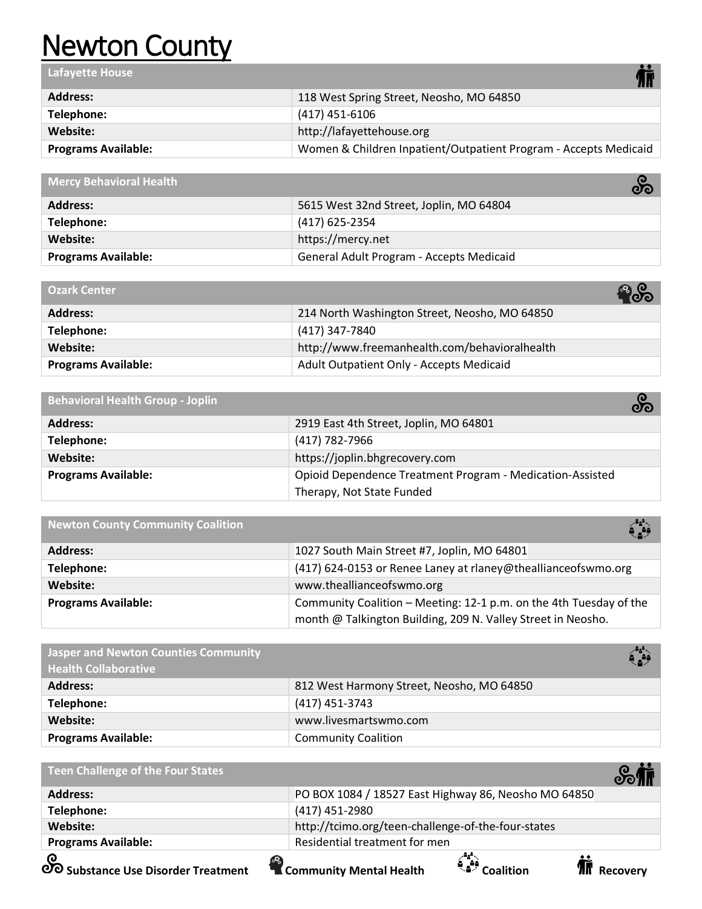# Newton County

| Lafayette House | |
|---|---|
| **Address:** | 118 West Spring Street, Neosho, MO 64850 |
| **Telephone:** | (417) 451-6106 |
| **Website:** | http://lafayettehouse.org |
| **Programs Available:** | Women & Children Inpatient/Outpatient Program - Accepts Medicaid |

| Mercy Behavioral Health | |
|---|---|
| **Address:** | 5615 West 32nd Street, Joplin, MO 64804 |
| **Telephone:** | (417) 625-2354 |
| **Website:** | https://mercy.net |
| **Programs Available:** | General Adult Program - Accepts Medicaid |

| Ozark Center | |
|---|---|
| **Address:** | 214 North Washington Street, Neosho, MO 64850 |
| **Telephone:** | (417) 347-7840 |
| **Website:** | http://www.freemanhealth.com/behavioralhealth |
| **Programs Available:** | Adult Outpatient Only - Accepts Medicaid |

| Behavioral Health Group - Joplin | |
|---|---|
| **Address:** | 2919 East 4th Street, Joplin, MO 64801 |
| **Telephone:** | (417) 782-7966 |
| **Website:** | https://joplin.bhgrecovery.com |
| **Programs Available:** | Opioid Dependence Treatment Program - Medication-Assisted Therapy, Not State Funded |

| Newton County Community Coalition | |
|---|---|
| **Address:** | 1027 South Main Street #7, Joplin, MO 64801 |
| **Telephone:** | (417) 624-0153 or Renee Laney at rlaney@theallianceofswmo.org |
| **Website:** | www.theallianceofswmo.org |
| **Programs Available:** | Community Coalition – Meeting: 12-1 p.m. on the 4th Tuesday of the month @ Talkington Building, 209 N. Valley Street in Neosho. |

| Jasper and Newton Counties Community Health Collaborative | |
|---|---|
| **Address:** | 812 West Harmony Street, Neosho, MO 64850 |
| **Telephone:** | (417) 451-3743 |
| **Website:** | www.livesmartswmo.com |
| **Programs Available:** | Community Coalition |

| Teen Challenge of the Four States | |
|---|---|
| **Address:** | PO BOX 1084 / 18527 East Highway 86, Neosho MO 64850 |
| **Telephone:** | (417) 451-2980 |
| **Website:** | http://tcimo.org/teen-challenge-of-the-four-states |
| **Programs Available:** | Residential treatment for men |

**Substance Use Disorder Treatment** **Community Mental Health** **Coalition** **Recovery**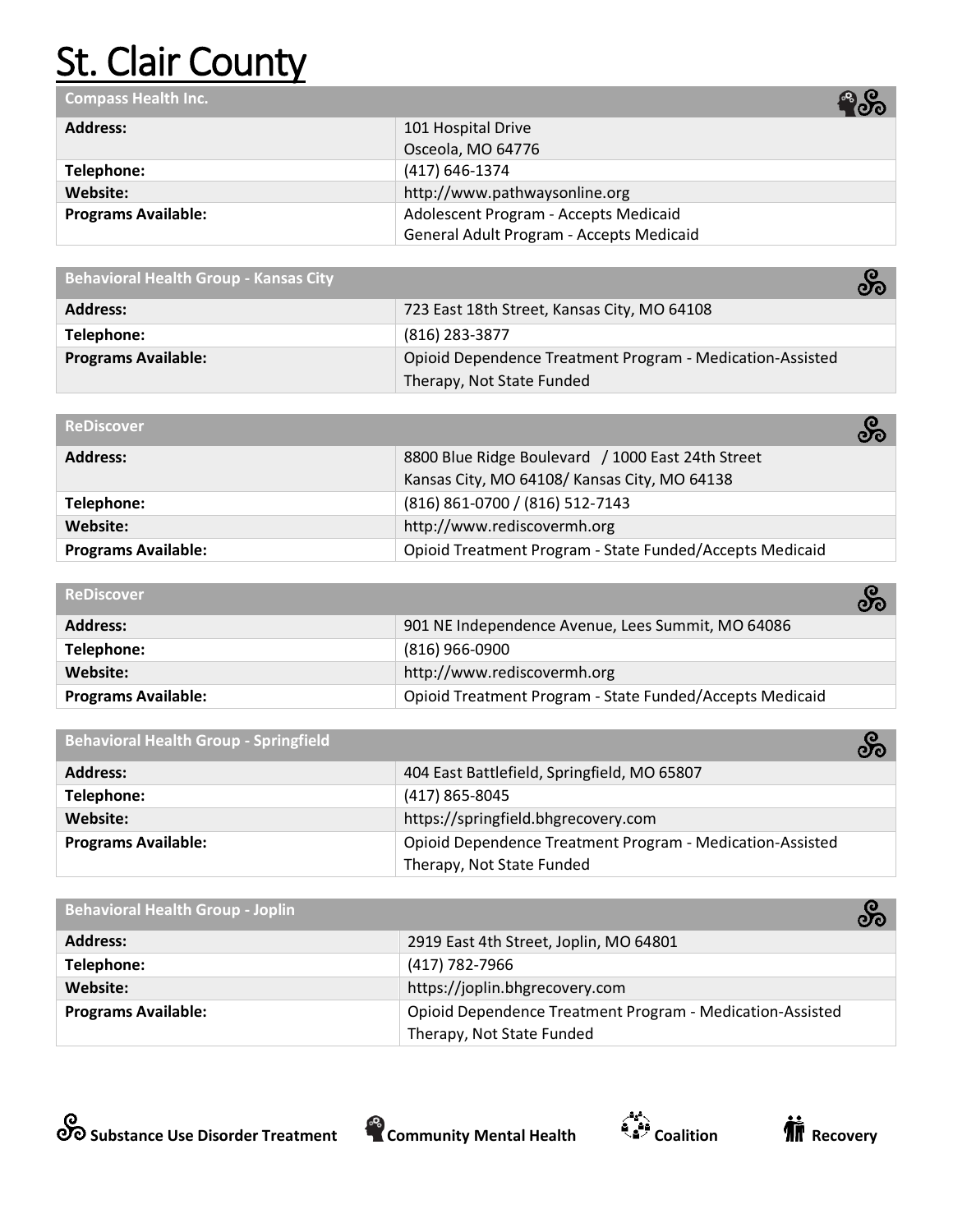# St. Clair County

| Compass Health Inc. | |
|---|---|
| **Address:** | 101 Hospital Drive<br>Osceola, MO 64776 |
| **Telephone:** | (417) 646-1374 |
| **Website:** | http://www.pathwaysonline.org |
| **Programs Available:** | Adolescent Program - Accepts Medicaid<br>General Adult Program - Accepts Medicaid |

| Behavioral Health Group - Kansas City | |
|---|---|
| **Address:** | 723 East 18th Street, Kansas City, MO 64108 |
| **Telephone:** | (816) 283-3877 |
| **Programs Available:** | Opioid Dependence Treatment Program - Medication-Assisted Therapy, Not State Funded |

| ReDiscover | |
|---|---|
| **Address:** | 8800 Blue Ridge Boulevard / 1000 East 24th Street<br>Kansas City, MO 64108/ Kansas City, MO 64138 |
| **Telephone:** | (816) 861-0700 / (816) 512-7143 |
| **Website:** | http://www.rediscovermh.org |
| **Programs Available:** | Opioid Treatment Program - State Funded/Accepts Medicaid |

| ReDiscover | |
|---|---|
| **Address:** | 901 NE Independence Avenue, Lees Summit, MO 64086 |
| **Telephone:** | (816) 966-0900 |
| **Website:** | http://www.rediscovermh.org |
| **Programs Available:** | Opioid Treatment Program - State Funded/Accepts Medicaid |

| Behavioral Health Group - Springfield | |
|---|---|
| **Address:** | 404 East Battlefield, Springfield, MO 65807 |
| **Telephone:** | (417) 865-8045 |
| **Website:** | https://springfield.bhgrecovery.com |
| **Programs Available:** | Opioid Dependence Treatment Program - Medication-Assisted Therapy, Not State Funded |

| Behavioral Health Group - Joplin | |
|---|---|
| **Address:** | 2919 East 4th Street, Joplin, MO 64801 |
| **Telephone:** | (417) 782-7966 |
| **Website:** | https://joplin.bhgrecovery.com |
| **Programs Available:** | Opioid Dependence Treatment Program - Medication-Assisted Therapy, Not State Funded |

**Substance Use Disorder Treatment** **Community Mental Health** **Coalition** **Recovery**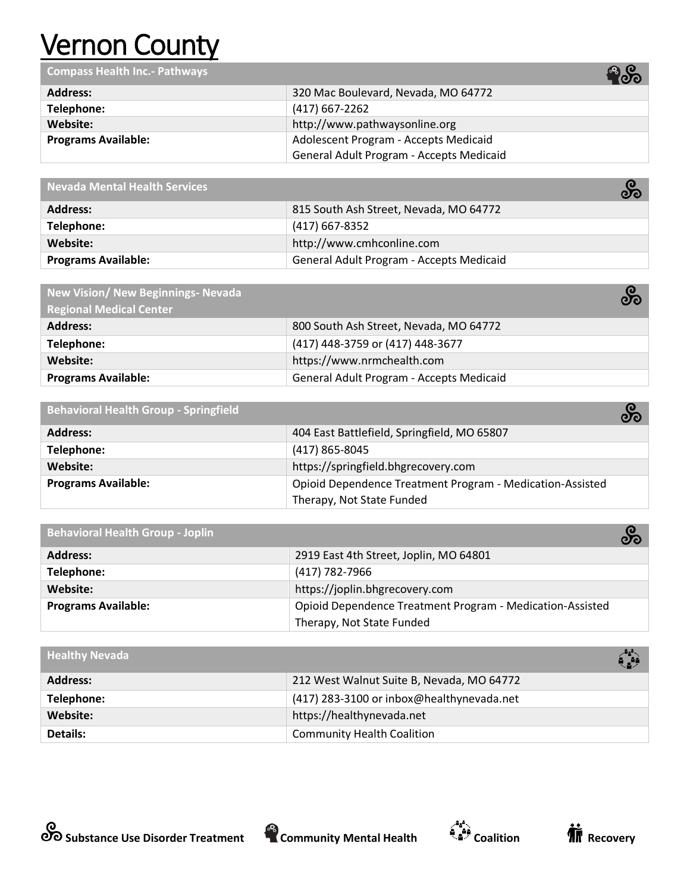# Vernon County

| Compass Health Inc.- Pathways | |
|---|---|
| **Address:** | 320 Mac Boulevard, Nevada, MO 64772 |
| **Telephone:** | (417) 667-2262 |
| **Website:** | http://www.pathwaysonline.org |
| **Programs Available:** | Adolescent Program - Accepts Medicaid<br>General Adult Program - Accepts Medicaid |

| Nevada Mental Health Services | |
|---|---|
| **Address:** | 815 South Ash Street, Nevada, MO 64772 |
| **Telephone:** | (417) 667-8352 |
| **Website:** | http://www.cmhconline.com |
| **Programs Available:** | General Adult Program - Accepts Medicaid |

| New Vision/ New Beginnings- Nevada Regional Medical Center | |
|---|---|
| **Address:** | 800 South Ash Street, Nevada, MO 64772 |
| **Telephone:** | (417) 448-3759 or (417) 448-3677 |
| **Website:** | https://www.nrmchealth.com |
| **Programs Available:** | General Adult Program - Accepts Medicaid |

| Behavioral Health Group - Springfield | |
|---|---|
| **Address:** | 404 East Battlefield, Springfield, MO 65807 |
| **Telephone:** | (417) 865-8045 |
| **Website:** | https://springfield.bhgrecovery.com |
| **Programs Available:** | Opioid Dependence Treatment Program - Medication-Assisted Therapy, Not State Funded |

| Behavioral Health Group - Joplin | |
|---|---|
| **Address:** | 2919 East 4th Street, Joplin, MO 64801 |
| **Telephone:** | (417) 782-7966 |
| **Website:** | https://joplin.bhgrecovery.com |
| **Programs Available:** | Opioid Dependence Treatment Program - Medication-Assisted Therapy, Not State Funded |

| Healthy Nevada | |
|---|---|
| **Address:** | 212 West Walnut Suite B, Nevada, MO 64772 |
| **Telephone:** | (417) 283-3100 or inbox@healthynevada.net |
| **Website:** | https://healthynevada.net |
| **Details:** | Community Health Coalition |

**Substance Use Disorder Treatment** **Community Mental Health** **Coalition** **Recovery**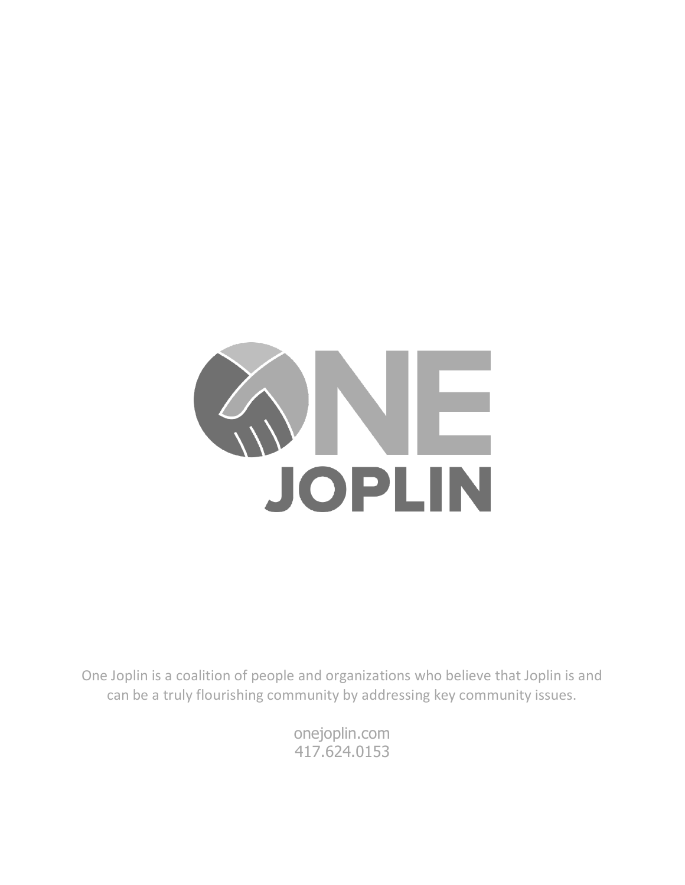ONE JOPLIN

One Joplin is a coalition of people and organizations who believe that Joplin is and can be a truly flourishing community by addressing key community issues.

onejoplin.com
417.624.0153